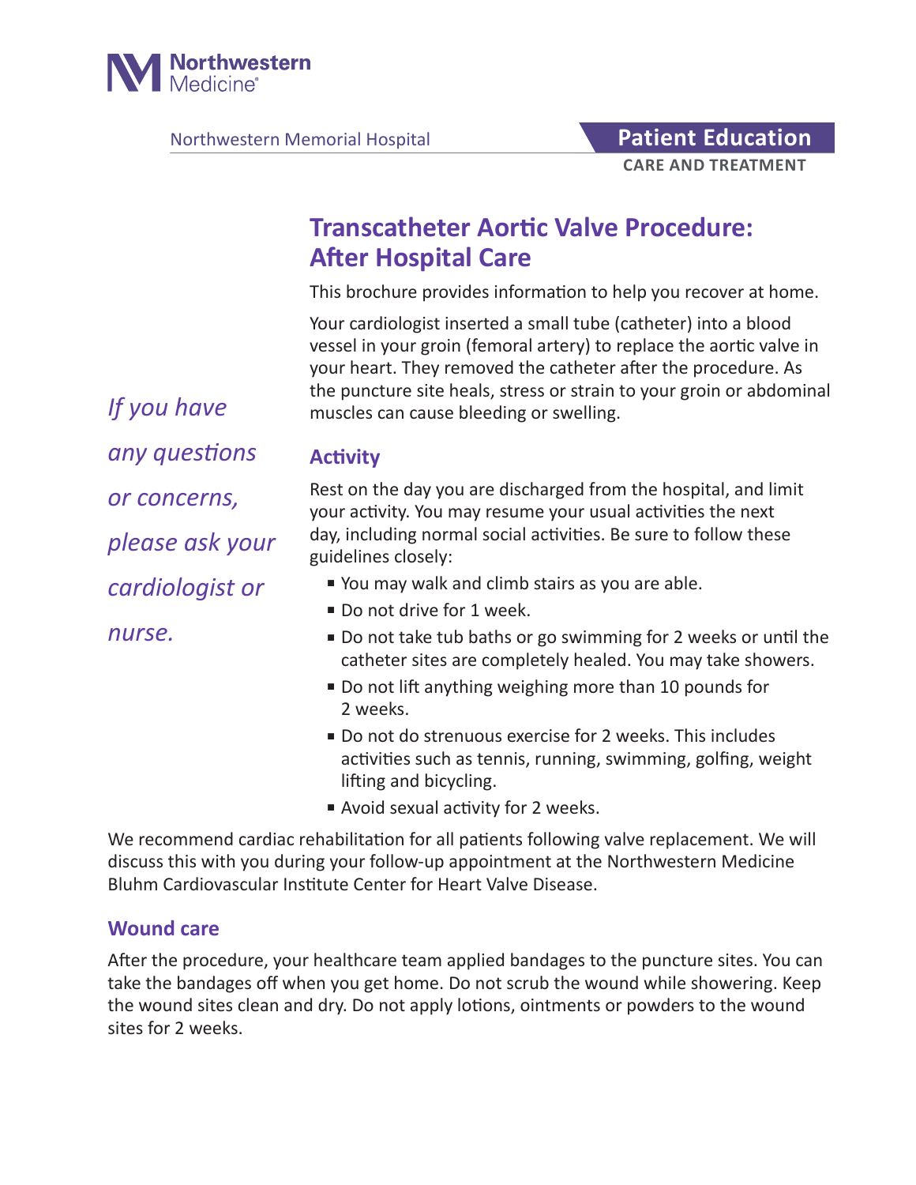Northwestern Medicine

Northwestern Memorial Hospital

**Patient Education**
**CARE AND TREATMENT**

# Transcatheter Aortic Valve Procedure: After Hospital Care

This brochure provides information to help you recover at home.

Your cardiologist inserted a small tube (catheter) into a blood vessel in your groin (femoral artery) to replace the aortic valve in your heart. They removed the catheter after the procedure. As the puncture site heals, stress or strain to your groin or abdominal muscles can cause bleeding or swelling.

*If you have any questions or concerns, please ask your cardiologist or nurse.*

## Activity

Rest on the day you are discharged from the hospital, and limit your activity. You may resume your usual activities the next day, including normal social activities. Be sure to follow these guidelines closely:

- You may walk and climb stairs as you are able.
- Do not drive for 1 week.
- Do not take tub baths or go swimming for 2 weeks or until the catheter sites are completely healed. You may take showers.
- Do not lift anything weighing more than 10 pounds for 2 weeks.
- Do not do strenuous exercise for 2 weeks. This includes activities such as tennis, running, swimming, golfing, weight lifting and bicycling.
- Avoid sexual activity for 2 weeks.

We recommend cardiac rehabilitation for all patients following valve replacement. We will discuss this with you during your follow-up appointment at the Northwestern Medicine Bluhm Cardiovascular Institute Center for Heart Valve Disease.

## Wound care

After the procedure, your healthcare team applied bandages to the puncture sites. You can take the bandages off when you get home. Do not scrub the wound while showering. Keep the wound sites clean and dry. Do not apply lotions, ointments or powders to the wound sites for 2 weeks.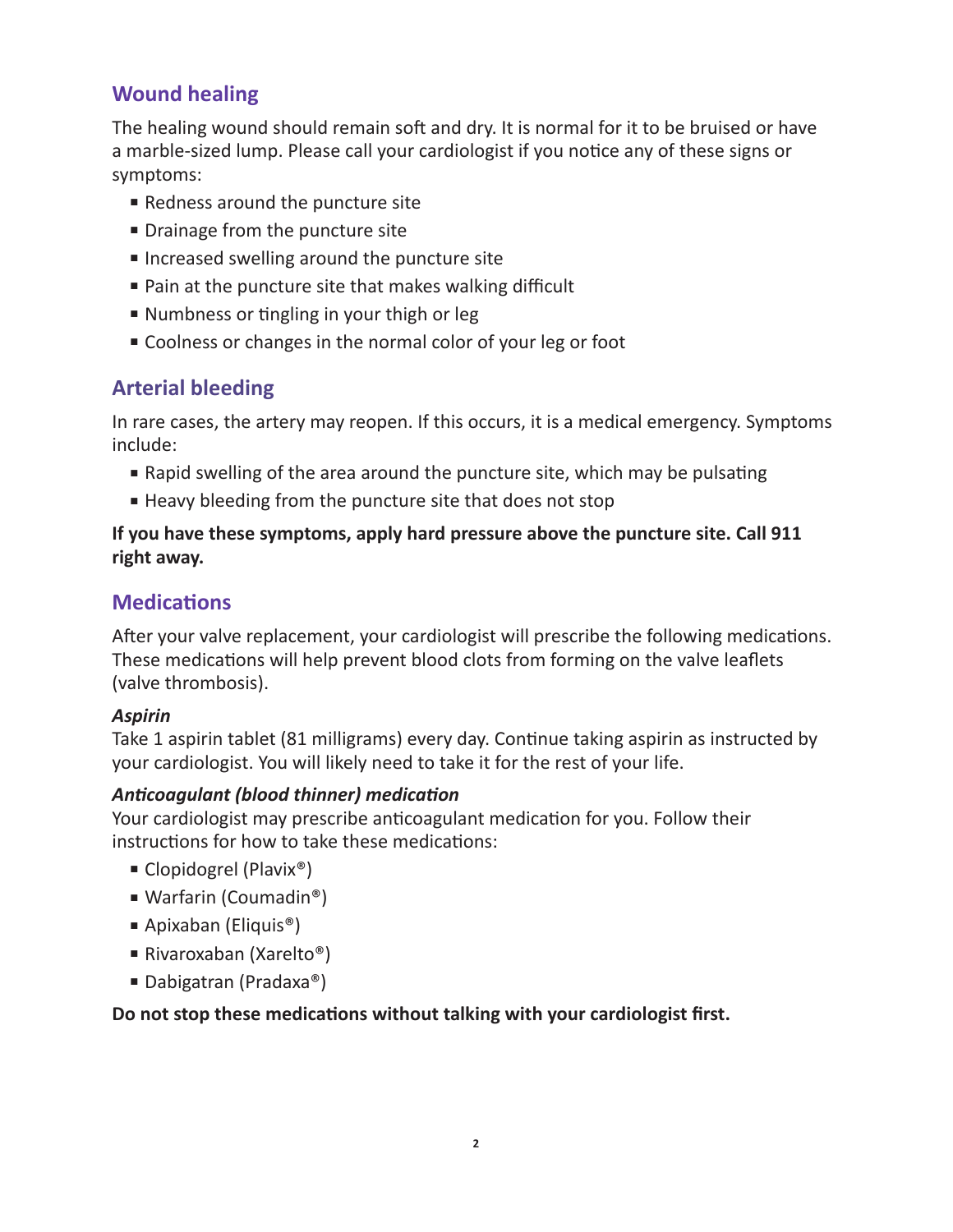## Wound healing

The healing wound should remain soft and dry. It is normal for it to be bruised or have a marble-sized lump. Please call your cardiologist if you notice any of these signs or symptoms:

- Redness around the puncture site
- Drainage from the puncture site
- Increased swelling around the puncture site
- Pain at the puncture site that makes walking difficult
- Numbness or tingling in your thigh or leg
- Coolness or changes in the normal color of your leg or foot

## Arterial bleeding

In rare cases, the artery may reopen. If this occurs, it is a medical emergency. Symptoms include:

- Rapid swelling of the area around the puncture site, which may be pulsating
- Heavy bleeding from the puncture site that does not stop

**If you have these symptoms, apply hard pressure above the puncture site. Call 911 right away.**

## Medications

After your valve replacement, your cardiologist will prescribe the following medications. These medications will help prevent blood clots from forming on the valve leaflets (valve thrombosis).

***Aspirin***

Take 1 aspirin tablet (81 milligrams) every day. Continue taking aspirin as instructed by your cardiologist. You will likely need to take it for the rest of your life.

***Anticoagulant (blood thinner) medication***

Your cardiologist may prescribe anticoagulant medication for you. Follow their instructions for how to take these medications:

- Clopidogrel (Plavix®)
- Warfarin (Coumadin®)
- Apixaban (Eliquis®)
- Rivaroxaban (Xarelto®)
- Dabigatran (Pradaxa®)

**Do not stop these medications without talking with your cardiologist first.**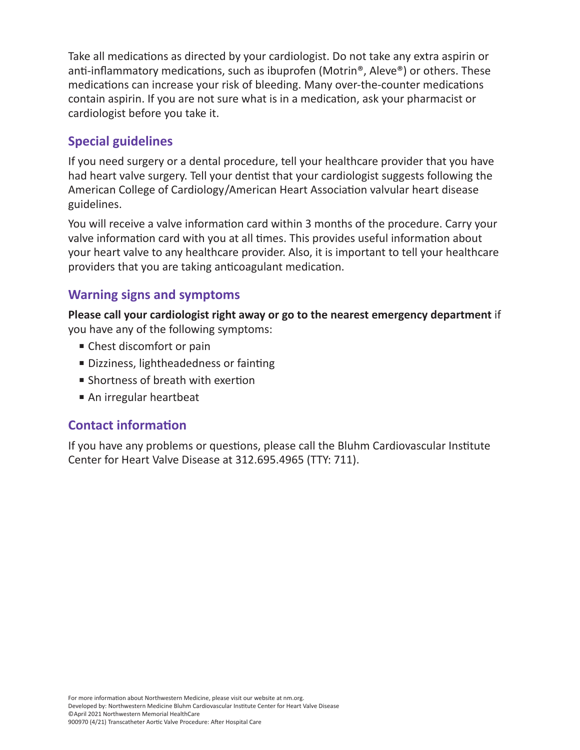Take all medications as directed by your cardiologist. Do not take any extra aspirin or anti-inflammatory medications, such as ibuprofen (Motrin®, Aleve®) or others. These medications can increase your risk of bleeding. Many over-the-counter medications contain aspirin. If you are not sure what is in a medication, ask your pharmacist or cardiologist before you take it.

## Special guidelines

If you need surgery or a dental procedure, tell your healthcare provider that you have had heart valve surgery. Tell your dentist that your cardiologist suggests following the American College of Cardiology/American Heart Association valvular heart disease guidelines.

You will receive a valve information card within 3 months of the procedure. Carry your valve information card with you at all times. This provides useful information about your heart valve to any healthcare provider. Also, it is important to tell your healthcare providers that you are taking anticoagulant medication.

## Warning signs and symptoms

**Please call your cardiologist right away or go to the nearest emergency department** if you have any of the following symptoms:

- Chest discomfort or pain
- Dizziness, lightheadedness or fainting
- Shortness of breath with exertion
- An irregular heartbeat

## Contact information

If you have any problems or questions, please call the Bluhm Cardiovascular Institute Center for Heart Valve Disease at 312.695.4965 (TTY: 711).

For more information about Northwestern Medicine, please visit our website at nm.org.
Developed by: Northwestern Medicine Bluhm Cardiovascular Institute Center for Heart Valve Disease
©April 2021 Northwestern Memorial HealthCare
900970 (4/21) Transcatheter Aortic Valve Procedure: After Hospital Care